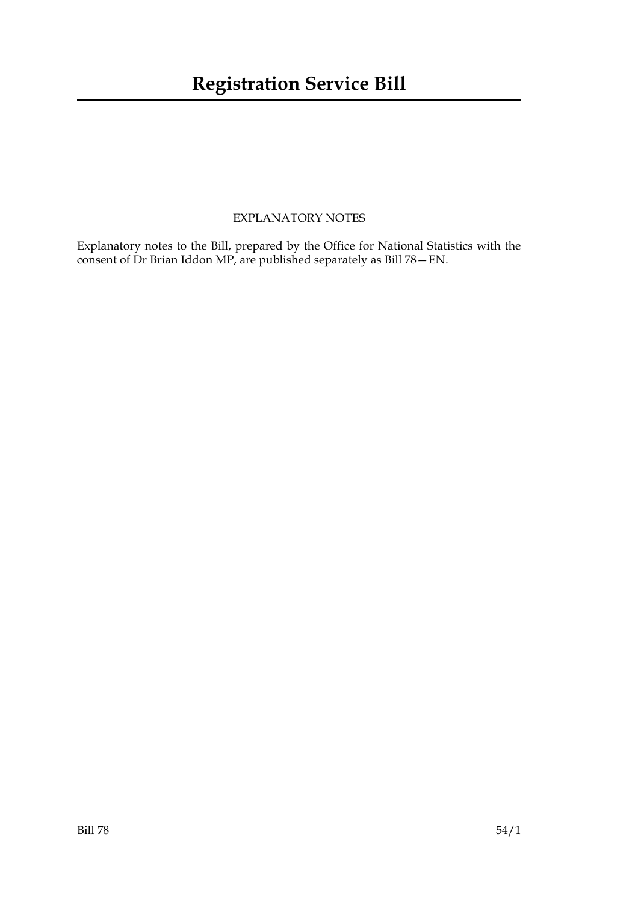# Registration Service Bill

EXPLANATORY NOTES

Explanatory notes to the Bill, prepared by the Office for National Statistics with the consent of Dr Brian Iddon MP, are published separately as Bill 78—EN.

Bill 78 54/1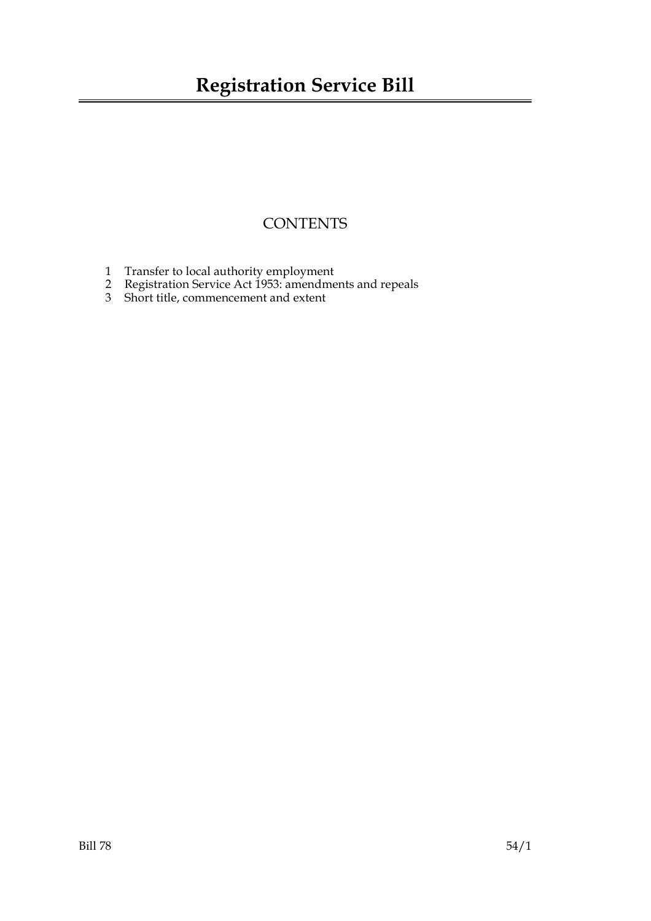# Registration Service Bill

## CONTENTS

1 Transfer to local authority employment
2 Registration Service Act 1953: amendments and repeals
3 Short title, commencement and extent

Bill 78 54/1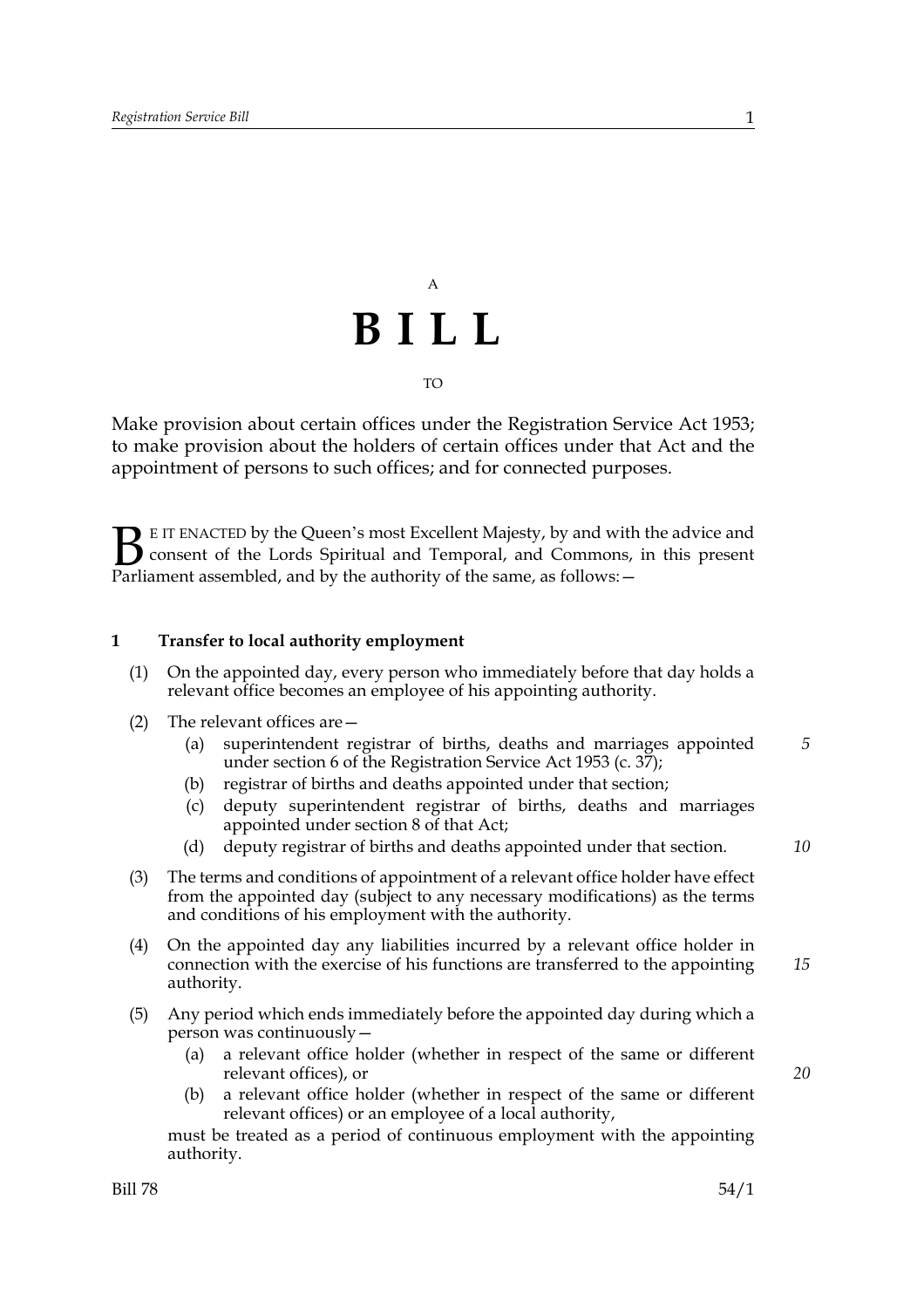A

# BILL

TO

Make provision about certain offices under the Registration Service Act 1953; to make provision about the holders of certain offices under that Act and the appointment of persons to such offices; and for connected purposes.

BE IT ENACTED by the Queen's most Excellent Majesty, by and with the advice and consent of the Lords Spiritual and Temporal, and Commons, in this present Parliament assembled, and by the authority of the same, as follows:—

## 1 Transfer to local authority employment

(1) On the appointed day, every person who immediately before that day holds a relevant office becomes an employee of his appointing authority.

(2) The relevant offices are—

- (a) superintendent registrar of births, deaths and marriages appointed under section 6 of the Registration Service Act 1953 (c. 37);
- (b) registrar of births and deaths appointed under that section;
- (c) deputy superintendent registrar of births, deaths and marriages appointed under section 8 of that Act;
- (d) deputy registrar of births and deaths appointed under that section.

(3) The terms and conditions of appointment of a relevant office holder have effect from the appointed day (subject to any necessary modifications) as the terms and conditions of his employment with the authority.

(4) On the appointed day any liabilities incurred by a relevant office holder in connection with the exercise of his functions are transferred to the appointing authority.

(5) Any period which ends immediately before the appointed day during which a person was continuously—

- (a) a relevant office holder (whether in respect of the same or different relevant offices), or
- (b) a relevant office holder (whether in respect of the same or different relevant offices) or an employee of a local authority,

must be treated as a period of continuous employment with the appointing authority.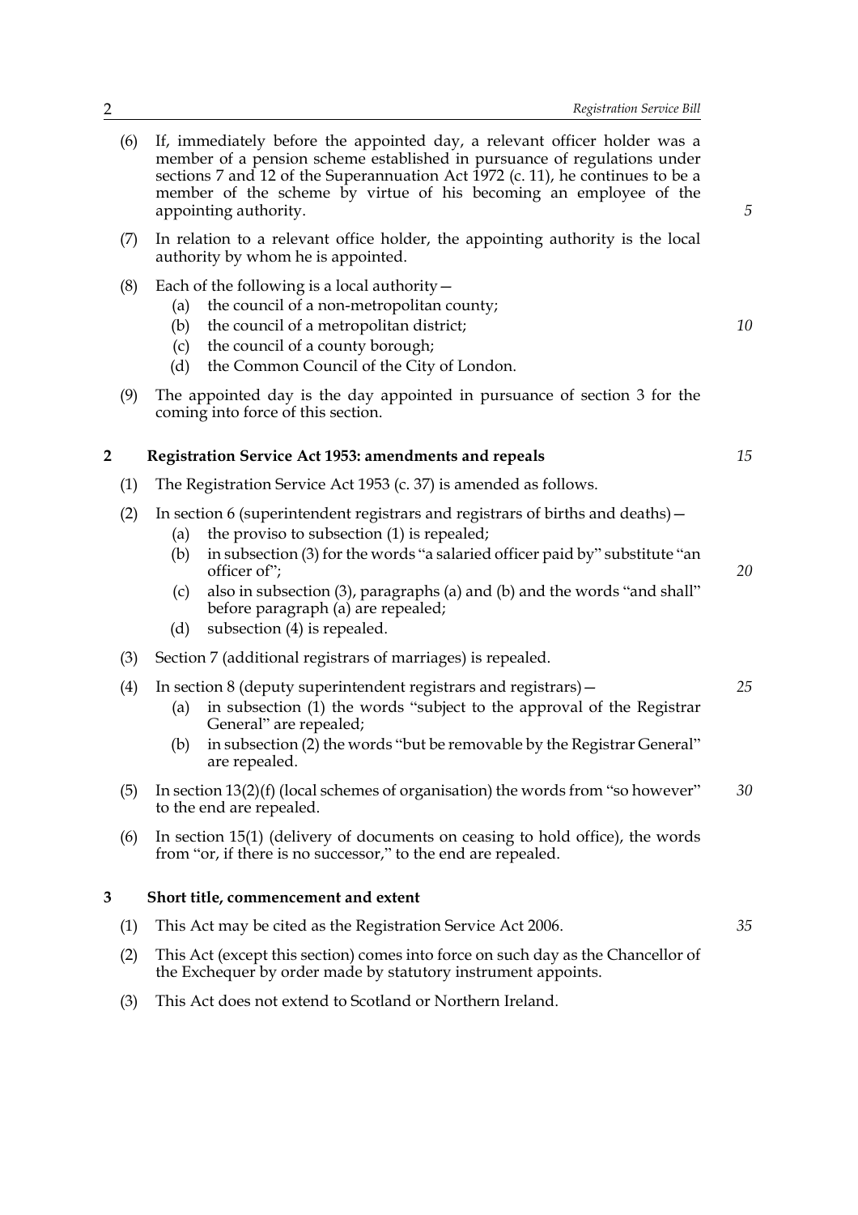(6) If, immediately before the appointed day, a relevant officer holder was a member of a pension scheme established in pursuance of regulations under sections 7 and 12 of the Superannuation Act 1972 (c. 11), he continues to be a member of the scheme by virtue of his becoming an employee of the appointing authority.

(7) In relation to a relevant office holder, the appointing authority is the local authority by whom he is appointed.

(8) Each of the following is a local authority—
  (a) the council of a non-metropolitan county;
  (b) the council of a metropolitan district;
  (c) the council of a county borough;
  (d) the Common Council of the City of London.

(9) The appointed day is the day appointed in pursuance of section 3 for the coming into force of this section.

## 2 Registration Service Act 1953: amendments and repeals

(1) The Registration Service Act 1953 (c. 37) is amended as follows.

(2) In section 6 (superintendent registrars and registrars of births and deaths)—
  (a) the proviso to subsection (1) is repealed;
  (b) in subsection (3) for the words "a salaried officer paid by" substitute "an officer of";
  (c) also in subsection (3), paragraphs (a) and (b) and the words "and shall" before paragraph (a) are repealed;
  (d) subsection (4) is repealed.

(3) Section 7 (additional registrars of marriages) is repealed.

(4) In section 8 (deputy superintendent registrars and registrars)—
  (a) in subsection (1) the words "subject to the approval of the Registrar General" are repealed;
  (b) in subsection (2) the words "but be removable by the Registrar General" are repealed.

(5) In section 13(2)(f) (local schemes of organisation) the words from "so however" to the end are repealed.

(6) In section 15(1) (delivery of documents on ceasing to hold office), the words from "or, if there is no successor," to the end are repealed.

## 3 Short title, commencement and extent

(1) This Act may be cited as the Registration Service Act 2006.

(2) This Act (except this section) comes into force on such day as the Chancellor of the Exchequer by order made by statutory instrument appoints.

(3) This Act does not extend to Scotland or Northern Ireland.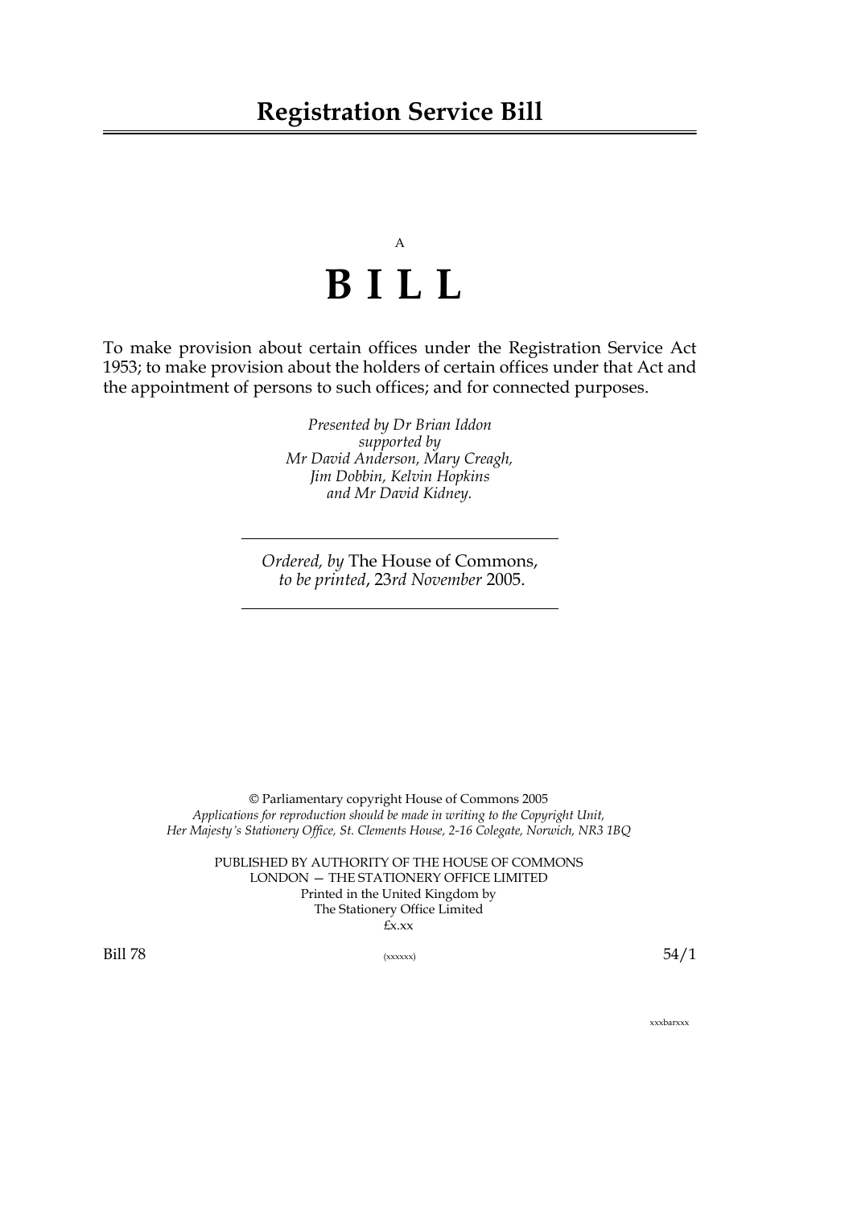# Registration Service Bill

A

# B I L L

To make provision about certain offices under the Registration Service Act 1953; to make provision about the holders of certain offices under that Act and the appointment of persons to such offices; and for connected purposes.

*Presented by Dr Brian Iddon*
*supported by*
*Mr David Anderson, Mary Creagh,*
*Jim Dobbin, Kelvin Hopkins*
*and Mr David Kidney.*

---

*Ordered, by* The House of Commons,
*to be printed*, 23*rd November* 2005.

---

© Parliamentary copyright House of Commons 2005
*Applications for reproduction should be made in writing to the Copyright Unit,*
*Her Majesty's Stationery Office, St. Clements House, 2-16 Colegate, Norwich, NR3 1BQ*

PUBLISHED BY AUTHORITY OF THE HOUSE OF COMMONS
LONDON — THE STATIONERY OFFICE LIMITED
Printed in the United Kingdom by
The Stationery Office Limited
£x.xx

Bill 78 (xxxxxx) 54/1

xxxbarxxx